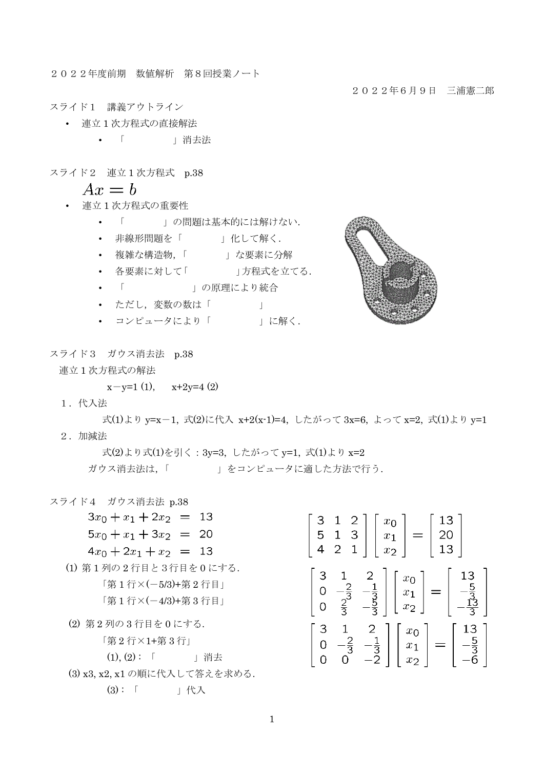２０２２年度前期　数値解析　第８回授業ノート

２０２２年６月９日　三浦憲二郎

スライド１　講義アウトライン

- 連立１次方程式の直接解法
  - 「　　　　　」消去法

スライド２　連立１次方程式　p.38

$$Ax = b$$

- 連立１次方程式の重要性
  - 「　　　　」の問題は基本的には解けない.
  - 非線形問題を「　　　　」化して解く.
  - 複雑な構造物,「　　　　」な要素に分解
  - 各要素に対して「　　　　　」方程式を立てる.
  - 「　　　　　　　」の原理により統合
  - ただし，変数の数は「　　　　　」
  - コンピュータにより「　　　　　」に解く.

スライド３　ガウス消去法　p.38

連立１次方程式の解法

x－y=1 (1),　　x+2y=4 (2)

１．代入法

式(1)より y=x－1, 式(2)に代入 x+2(x-1)=4, したがって 3x=6, よって x=2, 式(1)より y=1

２．加減法

式(2)より式(1)を引く：3y=3, したがって y=1, 式(1)より x=2

ガウス消去法は,「　　　　　」をコンピュータに適した方法で行う.

スライド４　ガウス消去法 p.38

$$\begin{aligned} 3x_0 + x_1 + 2x_2 &= 13 \\ 5x_0 + x_1 + 3x_2 &= 20 \\ 4x_0 + 2x_1 + x_2 &= 13 \end{aligned}$$

$$\begin{bmatrix} 3 & 1 & 2 \\ 5 & 1 & 3 \\ 4 & 2 & 1 \end{bmatrix} \begin{bmatrix} x_0 \\ x_1 \\ x_2 \end{bmatrix} = \begin{bmatrix} 13 \\ 20 \\ 13 \end{bmatrix}$$

(1) 第１列の２行目と３行目を０にする.

「第１行×(－5/3)+第２行目」

「第１行×(－4/3)+第３行目」

$$\begin{bmatrix} 3 & 1 & 2 \\ 0 & -\frac{2}{3} & -\frac{1}{3} \\ 0 & \frac{2}{3} & -\frac{5}{3} \end{bmatrix} \begin{bmatrix} x_0 \\ x_1 \\ x_2 \end{bmatrix} = \begin{bmatrix} 13 \\ -\frac{5}{3} \\ -\frac{13}{3} \end{bmatrix}$$

(2) 第２列の３行目を０にする.

「第２行×1+第３行」

$$\begin{bmatrix} 3 & 1 & 2 \\ 0 & -\frac{2}{3} & -\frac{1}{3} \\ 0 & 0 & -2 \end{bmatrix} \begin{bmatrix} x_0 \\ x_1 \\ x_2 \end{bmatrix} = \begin{bmatrix} 13 \\ -\frac{5}{3} \\ -6 \end{bmatrix}$$

(1), (2)：「　　　　」消去

(3) x3, x2, x1 の順に代入して答えを求める.

(3)：「　　　　」代入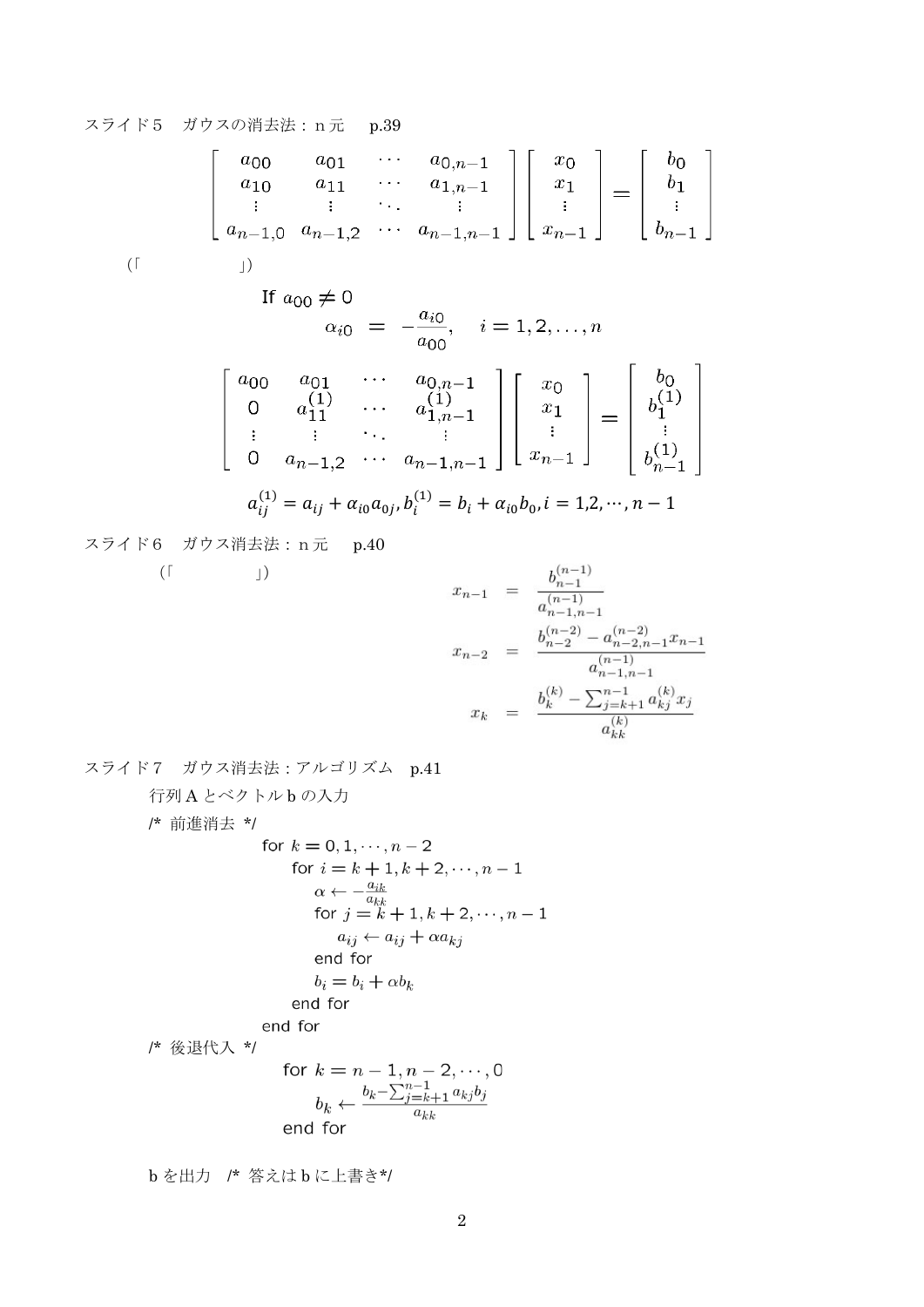スライド５　ガウスの消去法：n 元　p.39

$$
\begin{bmatrix} a_{00} & a_{01} & \cdots & a_{0,n-1} \\ a_{10} & a_{11} & \cdots & a_{1,n-1} \\ \vdots & \vdots & \ddots & \vdots \\ a_{n-1,0} & a_{n-1,2} & \cdots & a_{n-1,n-1} \end{bmatrix} \begin{bmatrix} x_0 \\ x_1 \\ \vdots \\ x_{n-1} \end{bmatrix} = \begin{bmatrix} b_0 \\ b_1 \\ \vdots \\ b_{n-1} \end{bmatrix}
$$

（「　　　　　　」）

If $a_{00} \neq 0$

$$
\alpha_{i0} = -\frac{a_{i0}}{a_{00}}, \quad i = 1, 2, \ldots, n
$$

$$
\begin{bmatrix} a_{00} & a_{01} & \cdots & a_{0,n-1} \\ 0 & a_{11}^{(1)} & \cdots & a_{1,n-1}^{(1)} \\ \vdots & \vdots & \ddots & \vdots \\ 0 & a_{n-1,2} & \cdots & a_{n-1,n-1} \end{bmatrix} \begin{bmatrix} x_0 \\ x_1 \\ \vdots \\ x_{n-1} \end{bmatrix} = \begin{bmatrix} b_0 \\ b_1^{(1)} \\ \vdots \\ b_{n-1}^{(1)} \end{bmatrix}
$$

$$
a_{ij}^{(1)} = a_{ij} + \alpha_{i0} a_{0j}, b_i^{(1)} = b_i + \alpha_{i0} b_0, i = 1,2,\cdots, n-1
$$

スライド６　ガウス消去法：n 元　p.40

（「　　　　　」）

$$
\begin{aligned}
x_{n-1} &= \frac{b_{n-1}^{(n-1)}}{a_{n-1,n-1}^{(n-1)}} \\
x_{n-2} &= \frac{b_{n-2}^{(n-2)} - a_{n-2,n-1}^{(n-2)} x_{n-1}}{a_{n-1,n-1}^{(n-1)}} \\
x_k &= \frac{b_k^{(k)} - \sum_{j=k+1}^{n-1} a_{kj}^{(k)} x_j}{a_{kk}^{(k)}}
\end{aligned}
$$

スライド７　ガウス消去法：アルゴリズム　p.41

行列 A とベクトル b の入力

/* 前進消去 */

for $k = 0, 1, \cdots, n-2$
　for $i = k+1, k+2, \cdots, n-1$
　　$\alpha \leftarrow -\frac{a_{ik}}{a_{kk}}$
　　for $j = k+1, k+2, \cdots, n-1$
　　　$a_{ij} \leftarrow a_{ij} + \alpha a_{kj}$
　　end for
　　$b_i = b_i + \alpha b_k$
　end for
end for

/* 後退代入 */

for $k = n-1, n-2, \cdots, 0$
　$b_k \leftarrow \frac{b_k - \sum_{j=k+1}^{n-1} a_{kj} b_j}{a_{kk}}$
end for

b を出力　/* 答えは b に上書き*/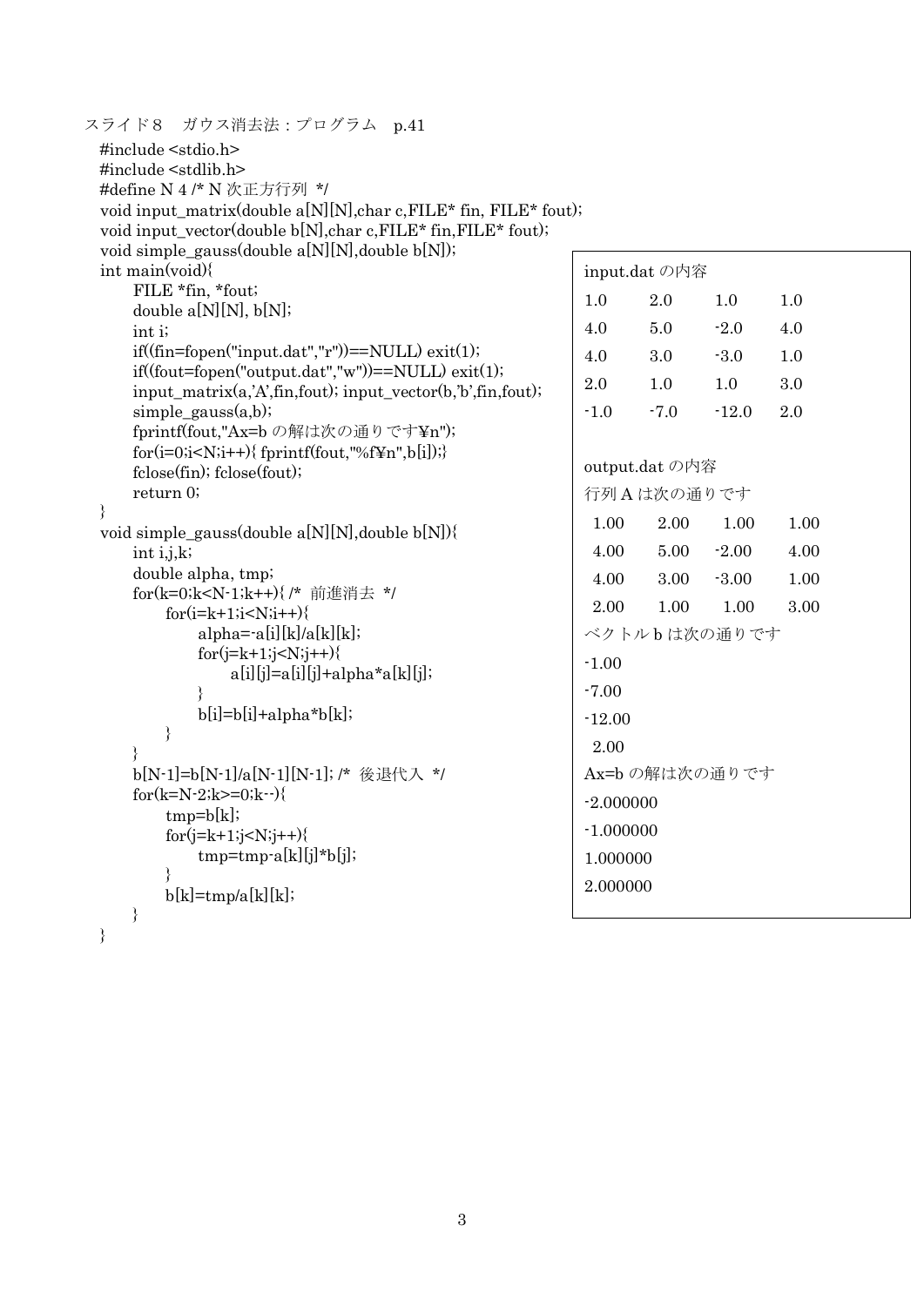スライド８　ガウス消去法：プログラム　p.41

```c
#include <stdio.h>
#include <stdlib.h>
#define N 4 /* N 次正方行列 */
void input_matrix(double a[N][N],char c,FILE* fin, FILE* fout);
void input_vector(double b[N],char c,FILE* fin,FILE* fout);
void simple_gauss(double a[N][N],double b[N]);
int main(void){
    FILE *fin, *fout;
    double a[N][N], b[N];
    int i;
    if((fin=fopen("input.dat","r"))==NULL) exit(1);
    if((fout=fopen("output.dat","w"))==NULL) exit(1);
    input_matrix(a,'A',fin,fout); input_vector(b,'b',fin,fout);
    simple_gauss(a,b);
    fprintf(fout,"Ax=b の解は次の通りです¥n");
    for(i=0;i<N;i++){ fprintf(fout,"%f¥n",b[i]);}
    fclose(fin); fclose(fout);
    return 0;
}
void simple_gauss(double a[N][N],double b[N]){
    int i,j,k;
    double alpha, tmp;
    for(k=0;k<N-1;k++){ /* 前進消去 */
        for(i=k+1;i<N;i++){
            alpha=-a[i][k]/a[k][k];
            for(j=k+1;j<N;j++){
                a[i][j]=a[i][j]+alpha*a[k][j];
            }
            b[i]=b[i]+alpha*b[k];
        }
    }
    b[N-1]=b[N-1]/a[N-1][N-1]; /* 後退代入 */
    for(k=N-2;k>=0;k--){
        tmp=b[k];
        for(j=k+1;j<N;j++){
            tmp=tmp-a[k][j]*b[j];
        }
        b[k]=tmp/a[k][k];
    }
}
```

input.dat の内容

```
1.0    2.0    1.0    1.0
4.0    5.0    -2.0   4.0
4.0    3.0    -3.0   1.0
2.0    1.0    1.0    3.0
-1.0   -7.0   -12.0  2.0
```

output.dat の内容

```
行列 A は次の通りです
 1.00    2.00    1.00    1.00
 4.00    5.00   -2.00    4.00
 4.00    3.00   -3.00    1.00
 2.00    1.00    1.00    3.00
ベクトル b は次の通りです
-1.00
-7.00
-12.00
 2.00
Ax=b の解は次の通りです
-2.000000
-1.000000
1.000000
2.000000
```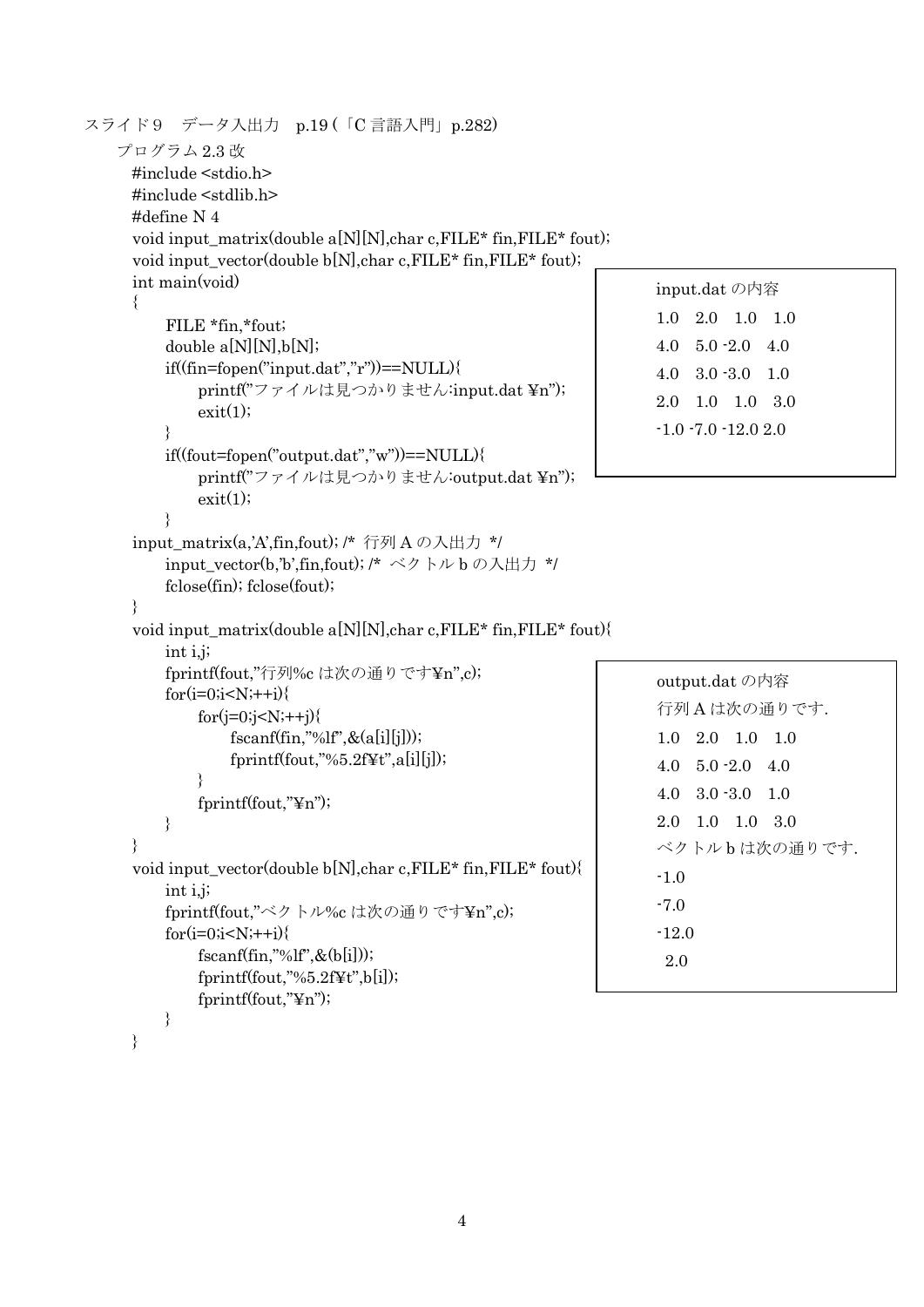スライド９　データ入出力　p.19（「C 言語入門」p.282）

プログラム 2.3 改

```
#include <stdio.h>
#include <stdlib.h>
#define N 4
void input_matrix(double a[N][N],char c,FILE* fin,FILE* fout);
void input_vector(double b[N],char c,FILE* fin,FILE* fout);
int main(void)
{
     FILE *fin,*fout;
     double a[N][N],b[N];
     if((fin=fopen("input.dat","r"))==NULL){
          printf("ファイルは見つかりません:input.dat ¥n");
          exit(1);
     }
     if((fout=fopen("output.dat","w"))==NULL){
          printf("ファイルは見つかりません:output.dat ¥n");
          exit(1);
     }
input_matrix(a,'A',fin,fout); /* 行列 A の入出力 */
     input_vector(b,'b',fin,fout); /* ベクトル b の入出力 */
     fclose(fin); fclose(fout);
}
void input_matrix(double a[N][N],char c,FILE* fin,FILE* fout){
     int i,j;
     fprintf(fout,"行列%c は次の通りです¥n",c);
     for(i=0;i<N;++i){
          for(j=0;j<N;++j){
               fscanf(fin,"%lf",&(a[i][j]));
               fprintf(fout,"%5.2f¥t",a[i][j]);
          }
          fprintf(fout,"¥n");
     }
}
void input_vector(double b[N],char c,FILE* fin,FILE* fout){
     int i,j;
     fprintf(fout,"ベクトル%c は次の通りです¥n",c);
     for(i=0;i<N;++i){
          fscanf(fin,"%lf",&(b[i]));
          fprintf(fout,"%5.2f¥t",b[i]);
          fprintf(fout,"¥n");
     }
}
```

input.dat の内容

```
1.0   2.0   1.0   1.0
4.0   5.0 -2.0   4.0
4.0   3.0 -3.0   1.0
2.0   1.0   1.0   3.0
-1.0 -7.0 -12.0 2.0
```

output.dat の内容

```
行列 A は次の通りです.
1.0   2.0   1.0   1.0
4.0   5.0 -2.0   4.0
4.0   3.0 -3.0   1.0
2.0   1.0   1.0   3.0
ベクトル b は次の通りです.
-1.0
-7.0
-12.0
 2.0
```